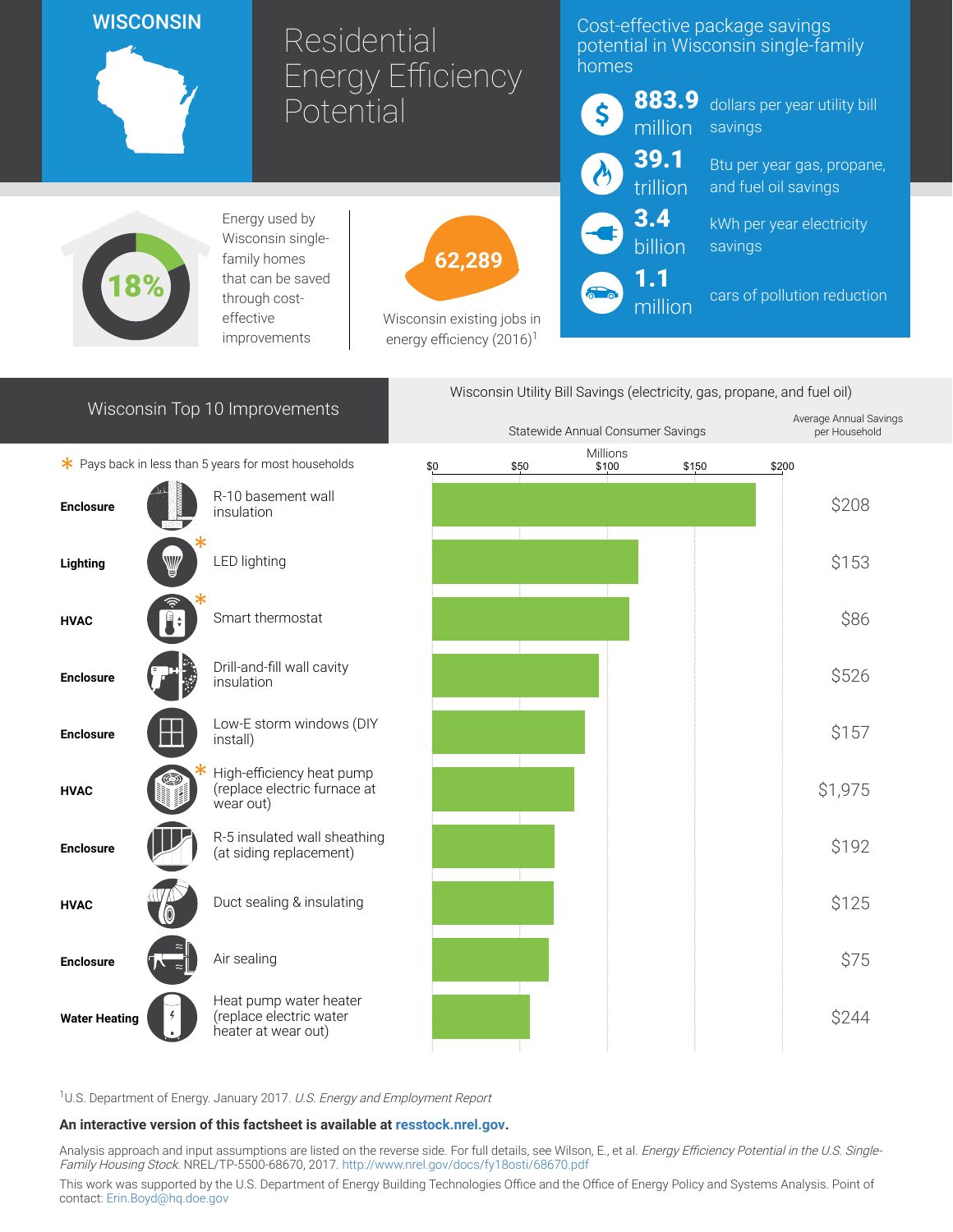# WISCONSIN

# Residential Energy Efficiency Potential

## Cost-effective package savings potential in Wisconsin single-family homes

- **883.9 million** dollars per year utility bill savings
- **39.1 trillion** Btu per year gas, propane, and fuel oil savings
- **3.4 billion** kWh per year electricity savings
- **1.1 million** cars of pollution reduction

**18%** Energy used by Wisconsin single-family homes that can be saved through cost-effective improvements

**62,289** Wisconsin existing jobs in energy efficiency (2016)[1]

## Wisconsin Top 10 Improvements

\* Pays back in less than 5 years for most households

Wisconsin Utility Bill Savings (electricity, gas, propane, and fuel oil)

| Category | Improvement | Statewide Annual Consumer Savings (Millions) | Average Annual Savings per Household |
|---|---|---|---|
| Enclosure | R-10 basement wall insulation | ~$185 | $208 |
| Lighting | LED lighting * | ~$118 | $153 |
| HVAC | Smart thermostat * | ~$113 | $86 |
| Enclosure | Drill-and-fill wall cavity insulation | ~$95 | $526 |
| Enclosure | Low-E storm windows (DIY install) | ~$87 | $157 |
| HVAC | High-efficiency heat pump (replace electric furnace at wear out) * | ~$81 | $1,975 |
| Enclosure | R-5 insulated wall sheathing (at siding replacement) | ~$70 | $192 |
| HVAC | Duct sealing & insulating | ~$70 | $125 |
| Enclosure | Air sealing | ~$67 | $75 |
| Water Heating | Heat pump water heater (replace electric water heater at wear out) | ~$56 | $244 |

[1]U.S. Department of Energy. January 2017. *U.S. Energy and Employment Report*

**An interactive version of this factsheet is available at resstock.nrel.gov.**

Analysis approach and input assumptions are listed on the reverse side. For full details, see Wilson, E., et al. *Energy Efficiency Potential in the U.S. Single-Family Housing Stock.* NREL/TP-5500-68670, 2017. http://www.nrel.gov/docs/fy18osti/68670.pdf

This work was supported by the U.S. Department of Energy Building Technologies Office and the Office of Energy Policy and Systems Analysis. Point of contact: Erin.Boyd@hq.doe.gov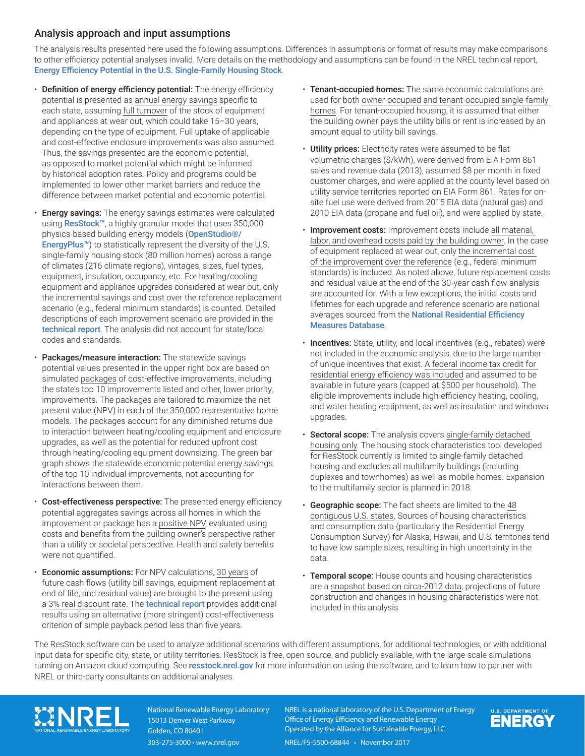## Analysis approach and input assumptions

The analysis results presented here used the following assumptions. Differences in assumptions or format of results may make comparisons to other efficiency potential analyses invalid. More details on the methodology and assumptions can be found in the NREL technical report, Energy Efficiency Potential in the U.S. Single-Family Housing Stock.

- **Definition of energy efficiency potential:** The energy efficiency potential is presented as annual energy savings specific to each state, assuming full turnover of the stock of equipment and appliances at wear out, which could take 15–30 years, depending on the type of equipment. Full uptake of applicable and cost-effective enclosure improvements was also assumed. Thus, the savings presented are the economic potential, as opposed to market potential which might be informed by historical adoption rates. Policy and programs could be implemented to lower other market barriers and reduce the difference between market potential and economic potential.
- **Energy savings:** The energy savings estimates were calculated using ResStock™, a highly granular model that uses 350,000 physics-based building energy models (OpenStudio®/EnergyPlus™) to statistically represent the diversity of the U.S. single-family housing stock (80 million homes) across a range of climates (216 climate regions), vintages, sizes, fuel types, equipment, insulation, occupancy, etc. For heating/cooling equipment and appliance upgrades considered at wear out, only the incremental savings and cost over the reference replacement scenario (e.g., federal minimum standards) is counted. Detailed descriptions of each improvement scenario are provided in the technical report. The analysis did not account for state/local codes and standards.
- **Packages/measure interaction:** The statewide savings potential values presented in the upper right box are based on simulated packages of cost-effective improvements, including the state's top 10 improvements listed and other, lower priority, improvements. The packages are tailored to maximize the net present value (NPV) in each of the 350,000 representative home models. The packages account for any diminished returns due to interaction between heating/cooling equipment and enclosure upgrades, as well as the potential for reduced upfront cost through heating/cooling equipment downsizing. The green bar graph shows the statewide economic potential energy savings of the top 10 individual improvements, not accounting for interactions between them.
- **Cost-effectiveness perspective:** The presented energy efficiency potential aggregates savings across all homes in which the improvement or package has a positive NPV, evaluated using costs and benefits from the building owner's perspective rather than a utility or societal perspective. Health and safety benefits were not quantified.
- **Economic assumptions:** For NPV calculations, 30 years of future cash flows (utility bill savings, equipment replacement at end of life, and residual value) are brought to the present using a 3% real discount rate. The technical report provides additional results using an alternative (more stringent) cost-effectiveness criterion of simple payback period less than five years.
- **Tenant-occupied homes:** The same economic calculations are used for both owner-occupied and tenant-occupied single-family homes. For tenant-occupied housing, it is assumed that either the building owner pays the utility bills or rent is increased by an amount equal to utility bill savings.
- **Utility prices:** Electricity rates were assumed to be flat volumetric charges ($/kWh), were derived from EIA Form 861 sales and revenue data (2013), assumed $8 per month in fixed customer charges, and were applied at the county level based on utility service territories reported on EIA Form 861. Rates for on-site fuel use were derived from 2015 EIA data (natural gas) and 2010 EIA data (propane and fuel oil), and were applied by state.
- **Improvement costs:** Improvement costs include all material, labor, and overhead costs paid by the building owner. In the case of equipment replaced at wear out, only the incremental cost of the improvement over the reference (e.g., federal minimum standards) is included. As noted above, future replacement costs and residual value at the end of the 30-year cash flow analysis are accounted for. With a few exceptions, the initial costs and lifetimes for each upgrade and reference scenario are national averages sourced from the National Residential Efficiency Measures Database.
- **Incentives:** State, utility, and local incentives (e.g., rebates) were not included in the economic analysis, due to the large number of unique incentives that exist. A federal income tax credit for residential energy efficiency was included and assumed to be available in future years (capped at $500 per household). The eligible improvements include high-efficiency heating, cooling, and water heating equipment, as well as insulation and windows upgrades.
- **Sectoral scope:** The analysis covers single-family detached housing only. The housing stock characteristics tool developed for ResStock currently is limited to single-family detached housing and excludes all multifamily buildings (including duplexes and townhomes) as well as mobile homes. Expansion to the multifamily sector is planned in 2018.
- **Geographic scope:** The fact sheets are limited to the 48 contiguous U.S. states. Sources of housing characteristics and consumption data (particularly the Residential Energy Consumption Survey) for Alaska, Hawaii, and U.S. territories tend to have low sample sizes, resulting in high uncertainty in the data.
- **Temporal scope:** House counts and housing characteristics are a snapshot based on circa-2012 data; projections of future construction and changes in housing characteristics were not included in this analysis.

The ResStock software can be used to analyze additional scenarios with different assumptions, for additional technologies, or with additional input data for specific city, state, or utility territories. ResStock is free, open source, and publicly available, with the large-scale simulations running on Amazon cloud computing. See resstock.nrel.gov for more information on using the software, and to learn how to partner with NREL or third-party consultants on additional analyses.

National Renewable Energy Laboratory
15013 Denver West Parkway
Golden, CO 80401
303-275-3000 • www.nrel.gov

NREL is a national laboratory of the U.S. Department of Energy
Office of Energy Efficiency and Renewable Energy
Operated by the Alliance for Sustainable Energy, LLC

NREL/FS-5500-68844 • November 2017